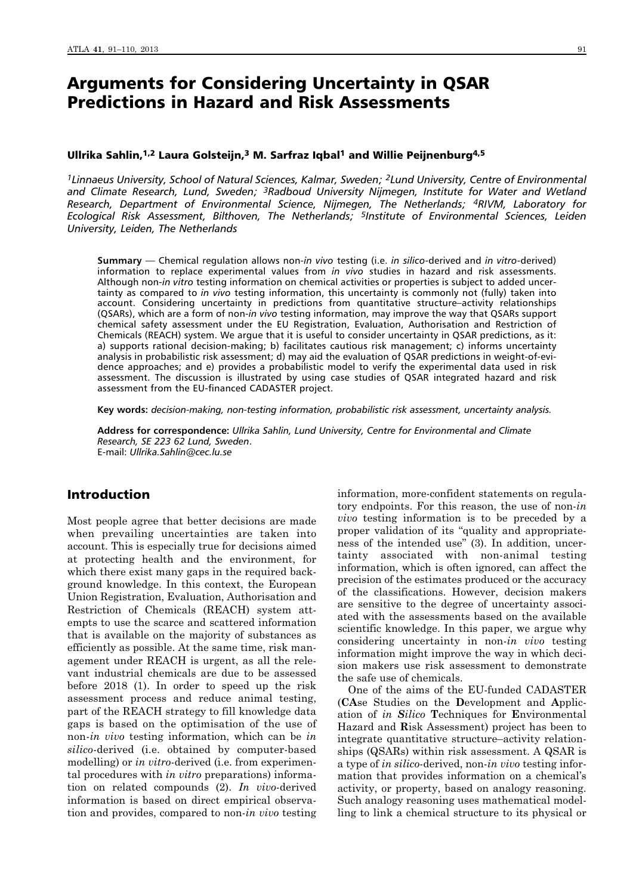# Arguments for Considering Uncertainty in QSAR Predictions in Hazard and Risk Assessments

**Ullrika Sahlin,[1,2] Laura Golsteijn,[3] M. Sarfraz Iqbal[1] and Willie Peijnenburg[4,5]**

*[1]Linnaeus University, School of Natural Sciences, Kalmar, Sweden; [2]Lund University, Centre of Environmental and Climate Research, Lund, Sweden; [3]Radboud University Nijmegen, Institute for Water and Wetland Research, Department of Environmental Science, Nijmegen, The Netherlands; [4]RIVM, Laboratory for Ecological Risk Assessment, Bilthoven, The Netherlands; [5]Institute of Environmental Sciences, Leiden University, Leiden, The Netherlands*

**Summary** — Chemical regulation allows non-*in vivo* testing (i.e. *in silico*-derived and *in vitro*-derived) information to replace experimental values from *in vivo* studies in hazard and risk assessments. Although non-*in vitro* testing information on chemical activities or properties is subject to added uncertainty as compared to *in vivo* testing information, this uncertainty is commonly not (fully) taken into account. Considering uncertainty in predictions from quantitative structure–activity relationships (QSARs), which are a form of non-*in vivo* testing information, may improve the way that QSARs support chemical safety assessment under the EU Registration, Evaluation, Authorisation and Restriction of Chemicals (REACH) system. We argue that it is useful to consider uncertainty in QSAR predictions, as it: a) supports rational decision-making; b) facilitates cautious risk management; c) informs uncertainty analysis in probabilistic risk assessment; d) may aid the evaluation of QSAR predictions in weight-of-evidence approaches; and e) provides a probabilistic model to verify the experimental data used in risk assessment. The discussion is illustrated by using case studies of QSAR integrated hazard and risk assessment from the EU-financed CADASTER project.

**Key words:** *decision-making, non-testing information, probabilistic risk assessment, uncertainty analysis.*

**Address for correspondence:** *Ullrika Sahlin, Lund University, Centre for Environmental and Climate Research, SE 223 62 Lund, Sweden*.
E-mail: *Ullrika.Sahlin@cec.lu.se*

## Introduction

Most people agree that better decisions are made when prevailing uncertainties are taken into account. This is especially true for decisions aimed at protecting health and the environment, for which there exist many gaps in the required background knowledge. In this context, the European Union Registration, Evaluation, Authorisation and Restriction of Chemicals (REACH) system attempts to use the scarce and scattered information that is available on the majority of substances as efficiently as possible. At the same time, risk management under REACH is urgent, as all the relevant industrial chemicals are due to be assessed before 2018 (1). In order to speed up the risk assessment process and reduce animal testing, part of the REACH strategy to fill knowledge data gaps is based on the optimisation of the use of non-*in vivo* testing information, which can be *in silico*-derived (i.e. obtained by computer-based modelling) or *in vitro*-derived (i.e. from experimental procedures with *in vitro* preparations) information on related compounds (2). *In vivo*-derived information is based on direct empirical observation and provides, compared to non-*in vivo* testing information, more-confident statements on regulatory endpoints. For this reason, the use of non-*in vivo* testing information is to be preceded by a proper validation of its "quality and appropriateness of the intended use" (3). In addition, uncertainty associated with non-animal testing information, which is often ignored, can affect the precision of the estimates produced or the accuracy of the classifications. However, decision makers are sensitive to the degree of uncertainty associated with the assessments based on the available scientific knowledge. In this paper, we argue why considering uncertainty in non-*in vivo* testing information might improve the way in which decision makers use risk assessment to demonstrate the safe use of chemicals.

One of the aims of the EU-funded CADASTER (**CA**se Studies on the **D**evelopment and **A**pplication of *in **S**ilico* **T**echniques for **E**nvironmental Hazard and **R**isk Assessment) project has been to integrate quantitative structure–activity relationships (QSARs) within risk assessment. A QSAR is a type of *in silico*-derived, non-*in vivo* testing information that provides information on a chemical's activity, or property, based on analogy reasoning. Such analogy reasoning uses mathematical modelling to link a chemical structure to its physical or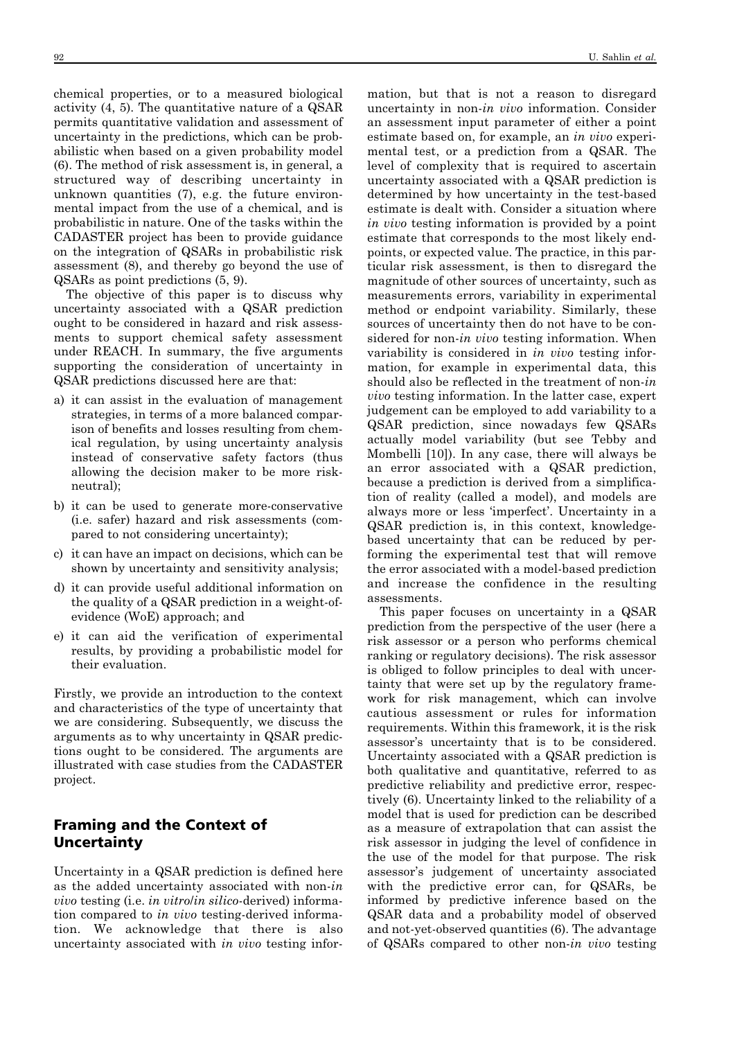chemical properties, or to a measured biological activity (4, 5). The quantitative nature of a QSAR permits quantitative validation and assessment of uncertainty in the predictions, which can be probabilistic when based on a given probability model (6). The method of risk assessment is, in general, a structured way of describing uncertainty in unknown quantities (7), e.g. the future environmental impact from the use of a chemical, and is probabilistic in nature. One of the tasks within the CADASTER project has been to provide guidance on the integration of QSARs in probabilistic risk assessment (8), and thereby go beyond the use of QSARs as point predictions (5, 9).

The objective of this paper is to discuss why uncertainty associated with a QSAR prediction ought to be considered in hazard and risk assessments to support chemical safety assessment under REACH. In summary, the five arguments supporting the consideration of uncertainty in QSAR predictions discussed here are that:

a) it can assist in the evaluation of management strategies, in terms of a more balanced comparison of benefits and losses resulting from chemical regulation, by using uncertainty analysis instead of conservative safety factors (thus allowing the decision maker to be more risk-neutral);
b) it can be used to generate more-conservative (i.e. safer) hazard and risk assessments (compared to not considering uncertainty);
c) it can have an impact on decisions, which can be shown by uncertainty and sensitivity analysis;
d) it can provide useful additional information on the quality of a QSAR prediction in a weight-of-evidence (WoE) approach; and
e) it can aid the verification of experimental results, by providing a probabilistic model for their evaluation.

Firstly, we provide an introduction to the context and characteristics of the type of uncertainty that we are considering. Subsequently, we discuss the arguments as to why uncertainty in QSAR predictions ought to be considered. The arguments are illustrated with case studies from the CADASTER project.

## Framing and the Context of Uncertainty

Uncertainty in a QSAR prediction is defined here as the added uncertainty associated with non-*in vivo* testing (i.e. *in vitro*/*in silico*-derived) information compared to *in vivo* testing-derived information. We acknowledge that there is also uncertainty associated with *in vivo* testing information, but that is not a reason to disregard uncertainty in non-*in vivo* information. Consider an assessment input parameter of either a point estimate based on, for example, an *in vivo* experimental test, or a prediction from a QSAR. The level of complexity that is required to ascertain uncertainty associated with a QSAR prediction is determined by how uncertainty in the test-based estimate is dealt with. Consider a situation where *in vivo* testing information is provided by a point estimate that corresponds to the most likely endpoints, or expected value. The practice, in this particular risk assessment, is then to disregard the magnitude of other sources of uncertainty, such as measurements errors, variability in experimental method or endpoint variability. Similarly, these sources of uncertainty then do not have to be considered for non-*in vivo* testing information. When variability is considered in *in vivo* testing information, for example in experimental data, this should also be reflected in the treatment of non-*in vivo* testing information. In the latter case, expert judgement can be employed to add variability to a QSAR prediction, since nowadays few QSARs actually model variability (but see Tebby and Mombelli [10]). In any case, there will always be an error associated with a QSAR prediction, because a prediction is derived from a simplification of reality (called a model), and models are always more or less 'imperfect'. Uncertainty in a QSAR prediction is, in this context, knowledge-based uncertainty that can be reduced by performing the experimental test that will remove the error associated with a model-based prediction and increase the confidence in the resulting assessments.

This paper focuses on uncertainty in a QSAR prediction from the perspective of the user (here a risk assessor or a person who performs chemical ranking or regulatory decisions). The risk assessor is obliged to follow principles to deal with uncertainty that were set up by the regulatory framework for risk management, which can involve cautious assessment or rules for information requirements. Within this framework, it is the risk assessor's uncertainty that is to be considered. Uncertainty associated with a QSAR prediction is both qualitative and quantitative, referred to as predictive reliability and predictive error, respectively (6). Uncertainty linked to the reliability of a model that is used for prediction can be described as a measure of extrapolation that can assist the risk assessor in judging the level of confidence in the use of the model for that purpose. The risk assessor's judgement of uncertainty associated with the predictive error can, for QSARs, be informed by predictive inference based on the QSAR data and a probability model of observed and not-yet-observed quantities (6). The advantage of QSARs compared to other non-*in vivo* testing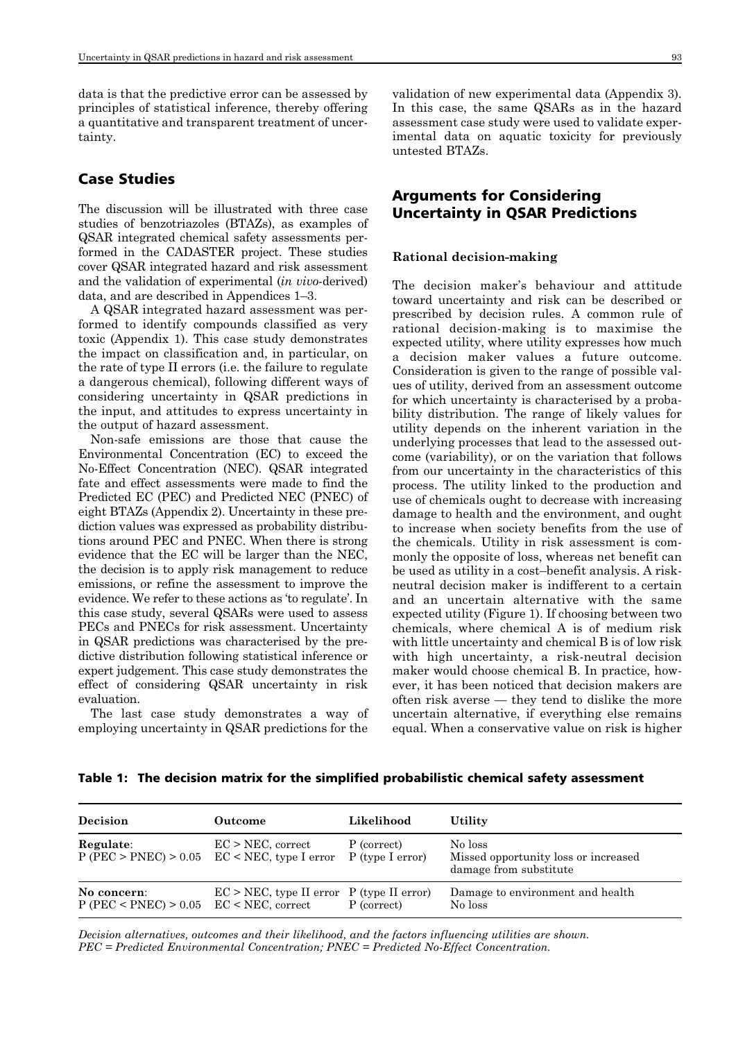data is that the predictive error can be assessed by principles of statistical inference, thereby offering a quantitative and transparent treatment of uncertainty.

## Case Studies

The discussion will be illustrated with three case studies of benzotriazoles (BTAZs), as examples of QSAR integrated chemical safety assessments performed in the CADASTER project. These studies cover QSAR integrated hazard and risk assessment and the validation of experimental (*in vivo*-derived) data, and are described in Appendices 1–3.

A QSAR integrated hazard assessment was performed to identify compounds classified as very toxic (Appendix 1). This case study demonstrates the impact on classification and, in particular, on the rate of type II errors (i.e. the failure to regulate a dangerous chemical), following different ways of considering uncertainty in QSAR predictions in the input, and attitudes to express uncertainty in the output of hazard assessment.

Non-safe emissions are those that cause the Environmental Concentration (EC) to exceed the No-Effect Concentration (NEC). QSAR integrated fate and effect assessments were made to find the Predicted EC (PEC) and Predicted NEC (PNEC) of eight BTAZs (Appendix 2). Uncertainty in these prediction values was expressed as probability distributions around PEC and PNEC. When there is strong evidence that the EC will be larger than the NEC, the decision is to apply risk management to reduce emissions, or refine the assessment to improve the evidence. We refer to these actions as 'to regulate'. In this case study, several QSARs were used to assess PECs and PNECs for risk assessment. Uncertainty in QSAR predictions was characterised by the predictive distribution following statistical inference or expert judgement. This case study demonstrates the effect of considering QSAR uncertainty in risk evaluation.

The last case study demonstrates a way of employing uncertainty in QSAR predictions for the validation of new experimental data (Appendix 3). In this case, the same QSARs as in the hazard assessment case study were used to validate experimental data on aquatic toxicity for previously untested BTAZs.

## Arguments for Considering Uncertainty in QSAR Predictions

### Rational decision-making

The decision maker's behaviour and attitude toward uncertainty and risk can be described or prescribed by decision rules. A common rule of rational decision-making is to maximise the expected utility, where utility expresses how much a decision maker values a future outcome. Consideration is given to the range of possible values of utility, derived from an assessment outcome for which uncertainty is characterised by a probability distribution. The range of likely values for utility depends on the inherent variation in the underlying processes that lead to the assessed outcome (variability), or on the variation that follows from our uncertainty in the characteristics of this process. The utility linked to the production and use of chemicals ought to decrease with increasing damage to health and the environment, and ought to increase when society benefits from the use of the chemicals. Utility in risk assessment is commonly the opposite of loss, whereas net benefit can be used as utility in a cost–benefit analysis. A risk-neutral decision maker is indifferent to a certain and an uncertain alternative with the same expected utility (Figure 1). If choosing between two chemicals, where chemical A is of medium risk with little uncertainty and chemical B is of low risk with high uncertainty, a risk-neutral decision maker would choose chemical B. In practice, however, it has been noticed that decision makers are often risk averse — they tend to dislike the more uncertain alternative, if everything else remains equal. When a conservative value on risk is higher

**Table 1: The decision matrix for the simplified probabilistic chemical safety assessment**

| Decision | Outcome | Likelihood | Utility |
|---|---|---|---|
| **Regulate**: | EC > NEC, correct | P (correct) | No loss |
| P (PEC > PNEC) > 0.05 | EC < NEC, type I error | P (type I error) | Missed opportunity loss or increased damage from substitute |
| **No concern**: | EC > NEC, type II error | P (type II error) | Damage to environment and health |
| P (PEC < PNEC) > 0.05 | EC < NEC, correct | P (correct) | No loss |

*Decision alternatives, outcomes and their likelihood, and the factors influencing utilities are shown. PEC = Predicted Environmental Concentration; PNEC = Predicted No-Effect Concentration.*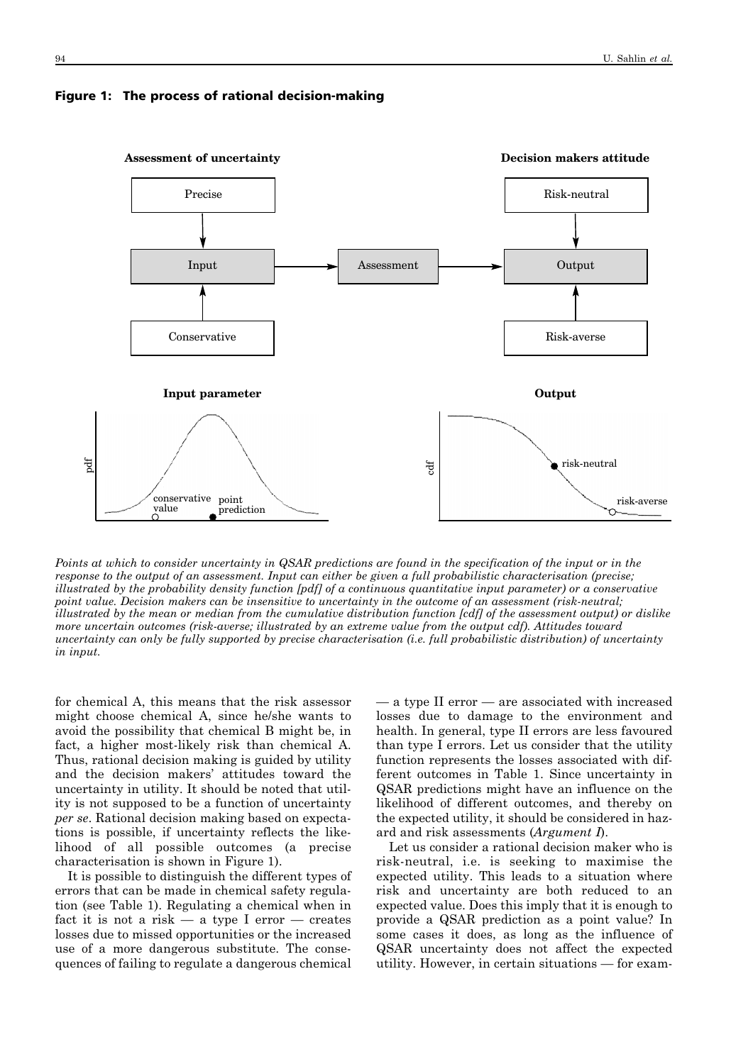**Figure 1: The process of rational decision-making**

Assessment of uncertainty

Decision makers attitude

Precise

Input

Conservative

Assessment

Risk-neutral

Output

Risk-averse

Input parameter

pdf

conservative value

point prediction

Output

cdf

risk-neutral

risk-averse

*Points at which to consider uncertainty in QSAR predictions are found in the specification of the input or in the response to the output of an assessment. Input can either be given a full probabilistic characterisation (precise; illustrated by the probability density function [pdf] of a continuous quantitative input parameter) or a conservative point value. Decision makers can be insensitive to uncertainty in the outcome of an assessment (risk-neutral; illustrated by the mean or median from the cumulative distribution function [cdf] of the assessment output) or dislike more uncertain outcomes (risk-averse; illustrated by an extreme value from the output cdf). Attitudes toward uncertainty can only be fully supported by precise characterisation (i.e. full probabilistic distribution) of uncertainty in input.*

for chemical A, this means that the risk assessor might choose chemical A, since he/she wants to avoid the possibility that chemical B might be, in fact, a higher most-likely risk than chemical A. Thus, rational decision making is guided by utility and the decision makers' attitudes toward the uncertainty in utility. It should be noted that utility is not supposed to be a function of uncertainty *per se*. Rational decision making based on expectations is possible, if uncertainty reflects the likelihood of all possible outcomes (a precise characterisation is shown in Figure 1).

It is possible to distinguish the different types of errors that can be made in chemical safety regulation (see Table 1). Regulating a chemical when in fact it is not a risk — a type I error — creates losses due to missed opportunities or the increased use of a more dangerous substitute. The consequences of failing to regulate a dangerous chemical — a type II error — are associated with increased losses due to damage to the environment and health. In general, type II errors are less favoured than type I errors. Let us consider that the utility function represents the losses associated with different outcomes in Table 1. Since uncertainty in QSAR predictions might have an influence on the likelihood of different outcomes, and thereby on the expected utility, it should be considered in hazard and risk assessments (*Argument I*).

Let us consider a rational decision maker who is risk-neutral, i.e. is seeking to maximise the expected utility. This leads to a situation where risk and uncertainty are both reduced to an expected value. Does this imply that it is enough to provide a QSAR prediction as a point value? In some cases it does, as long as the influence of QSAR uncertainty does not affect the expected utility. However, in certain situations — for exam-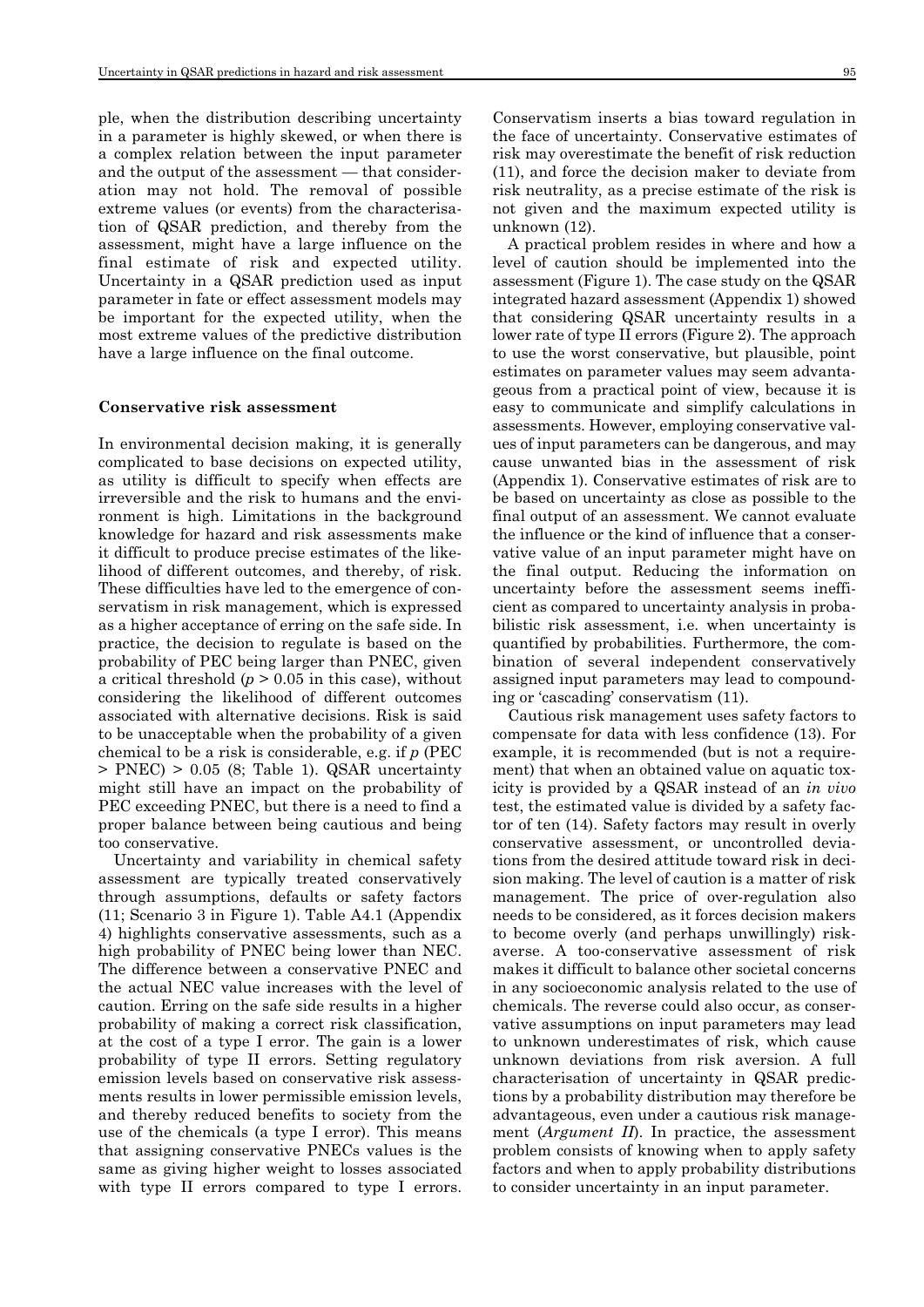ple, when the distribution describing uncertainty in a parameter is highly skewed, or when there is a complex relation between the input parameter and the output of the assessment — that consideration may not hold. The removal of possible extreme values (or events) from the characterisation of QSAR prediction, and thereby from the assessment, might have a large influence on the final estimate of risk and expected utility. Uncertainty in a QSAR prediction used as input parameter in fate or effect assessment models may be important for the expected utility, when the most extreme values of the predictive distribution have a large influence on the final outcome.

### Conservative risk assessment

In environmental decision making, it is generally complicated to base decisions on expected utility, as utility is difficult to specify when effects are irreversible and the risk to humans and the environment is high. Limitations in the background knowledge for hazard and risk assessments make it difficult to produce precise estimates of the likelihood of different outcomes, and thereby, of risk. These difficulties have led to the emergence of conservatism in risk management, which is expressed as a higher acceptance of erring on the safe side. In practice, the decision to regulate is based on the probability of PEC being larger than PNEC, given a critical threshold ($p > 0.05$ in this case), without considering the likelihood of different outcomes associated with alternative decisions. Risk is said to be unacceptable when the probability of a given chemical to be a risk is considerable, e.g. if $p$ (PEC > PNEC) > 0.05 (8; Table 1). QSAR uncertainty might still have an impact on the probability of PEC exceeding PNEC, but there is a need to find a proper balance between being cautious and being too conservative.

Uncertainty and variability in chemical safety assessment are typically treated conservatively through assumptions, defaults or safety factors (11; Scenario 3 in Figure 1). Table A4.1 (Appendix 4) highlights conservative assessments, such as a high probability of PNEC being lower than NEC. The difference between a conservative PNEC and the actual NEC value increases with the level of caution. Erring on the safe side results in a higher probability of making a correct risk classification, at the cost of a type I error. The gain is a lower probability of type II errors. Setting regulatory emission levels based on conservative risk assessments results in lower permissible emission levels, and thereby reduced benefits to society from the use of the chemicals (a type I error). This means that assigning conservative PNECs values is the same as giving higher weight to losses associated with type II errors compared to type I errors. Conservatism inserts a bias toward regulation in the face of uncertainty. Conservative estimates of risk may overestimate the benefit of risk reduction (11), and force the decision maker to deviate from risk neutrality, as a precise estimate of the risk is not given and the maximum expected utility is unknown (12).

A practical problem resides in where and how a level of caution should be implemented into the assessment (Figure 1). The case study on the QSAR integrated hazard assessment (Appendix 1) showed that considering QSAR uncertainty results in a lower rate of type II errors (Figure 2). The approach to use the worst conservative, but plausible, point estimates on parameter values may seem advantageous from a practical point of view, because it is easy to communicate and simplify calculations in assessments. However, employing conservative values of input parameters can be dangerous, and may cause unwanted bias in the assessment of risk (Appendix 1). Conservative estimates of risk are to be based on uncertainty as close as possible to the final output of an assessment. We cannot evaluate the influence or the kind of influence that a conservative value of an input parameter might have on the final output. Reducing the information on uncertainty before the assessment seems inefficient as compared to uncertainty analysis in probabilistic risk assessment, i.e. when uncertainty is quantified by probabilities. Furthermore, the combination of several independent conservatively assigned input parameters may lead to compounding or 'cascading' conservatism (11).

Cautious risk management uses safety factors to compensate for data with less confidence (13). For example, it is recommended (but is not a requirement) that when an obtained value on aquatic toxicity is provided by a QSAR instead of an *in vivo* test, the estimated value is divided by a safety factor of ten (14). Safety factors may result in overly conservative assessment, or uncontrolled deviations from the desired attitude toward risk in decision making. The level of caution is a matter of risk management. The price of over-regulation also needs to be considered, as it forces decision makers to become overly (and perhaps unwillingly) risk-averse. A too-conservative assessment of risk makes it difficult to balance other societal concerns in any socioeconomic analysis related to the use of chemicals. The reverse could also occur, as conservative assumptions on input parameters may lead to unknown underestimates of risk, which cause unknown deviations from risk aversion. A full characterisation of uncertainty in QSAR predictions by a probability distribution may therefore be advantageous, even under a cautious risk management (*Argument II*). In practice, the assessment problem consists of knowing when to apply safety factors and when to apply probability distributions to consider uncertainty in an input parameter.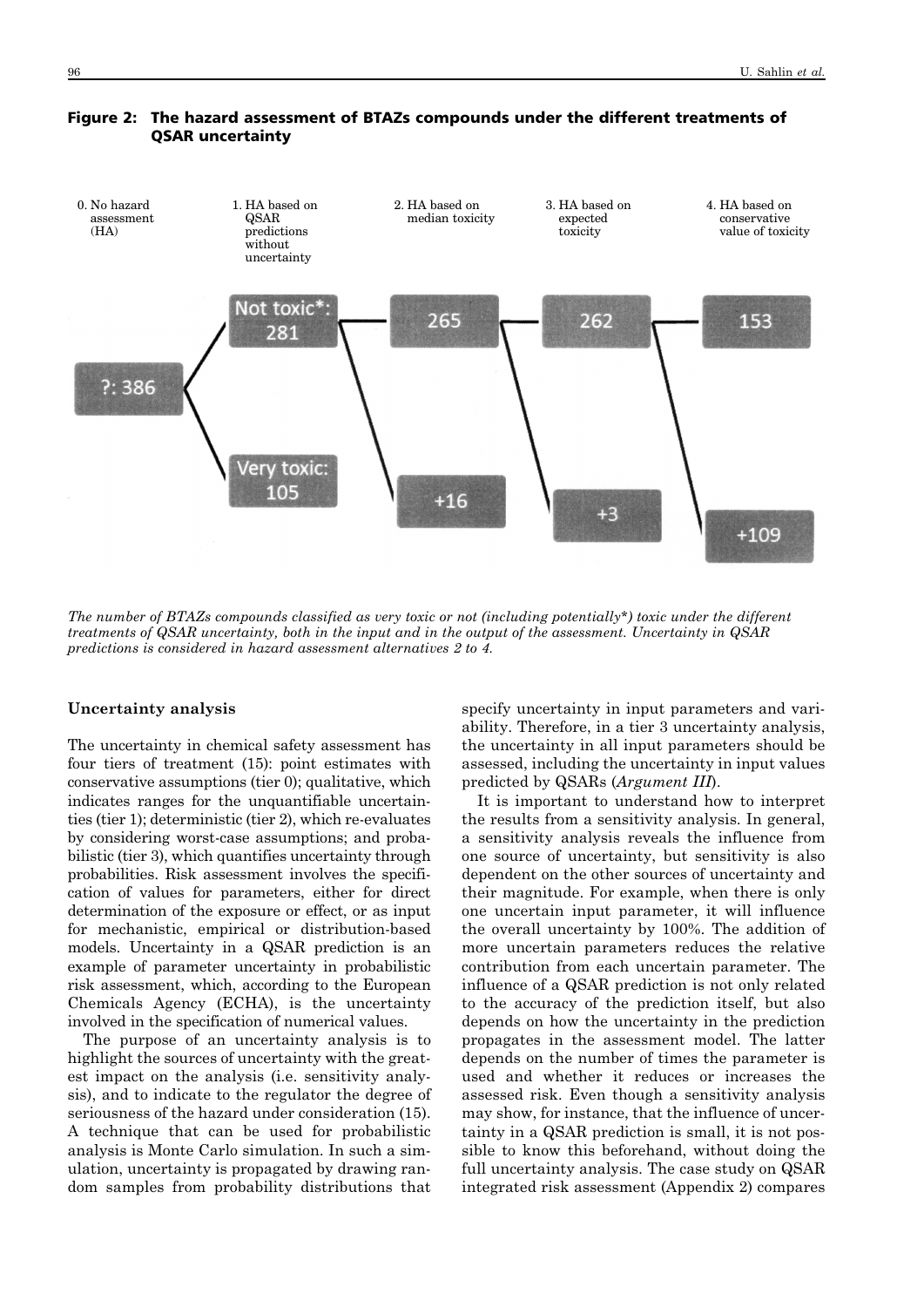**Figure 2: The hazard assessment of BTAZs compounds under the different treatments of QSAR uncertainty**

0. No hazard assessment (HA)

1. HA based on QSAR predictions without uncertainty

2. HA based on median toxicity

3. HA based on expected toxicity

4. HA based on conservative value of toxicity

?: 386

Not toxic*: 281

Very toxic: 105

265

+16

262

+3

153

+109

*The number of BTAZs compounds classified as very toxic or not (including potentially*) toxic under the different treatments of QSAR uncertainty, both in the input and in the output of the assessment. Uncertainty in QSAR predictions is considered in hazard assessment alternatives 2 to 4.*

### Uncertainty analysis

The uncertainty in chemical safety assessment has four tiers of treatment (15): point estimates with conservative assumptions (tier 0); qualitative, which indicates ranges for the unquantifiable uncertainties (tier 1); deterministic (tier 2), which re-evaluates by considering worst-case assumptions; and probabilistic (tier 3), which quantifies uncertainty through probabilities. Risk assessment involves the specification of values for parameters, either for direct determination of the exposure or effect, or as input for mechanistic, empirical or distribution-based models. Uncertainty in a QSAR prediction is an example of parameter uncertainty in probabilistic risk assessment, which, according to the European Chemicals Agency (ECHA), is the uncertainty involved in the specification of numerical values.

The purpose of an uncertainty analysis is to highlight the sources of uncertainty with the greatest impact on the analysis (i.e. sensitivity analysis), and to indicate to the regulator the degree of seriousness of the hazard under consideration (15). A technique that can be used for probabilistic analysis is Monte Carlo simulation. In such a simulation, uncertainty is propagated by drawing random samples from probability distributions that specify uncertainty in input parameters and variability. Therefore, in a tier 3 uncertainty analysis, the uncertainty in all input parameters should be assessed, including the uncertainty in input values predicted by QSARs (*Argument III*).

It is important to understand how to interpret the results from a sensitivity analysis. In general, a sensitivity analysis reveals the influence from one source of uncertainty, but sensitivity is also dependent on the other sources of uncertainty and their magnitude. For example, when there is only one uncertain input parameter, it will influence the overall uncertainty by 100%. The addition of more uncertain parameters reduces the relative contribution from each uncertain parameter. The influence of a QSAR prediction is not only related to the accuracy of the prediction itself, but also depends on how the uncertainty in the prediction propagates in the assessment model. The latter depends on the number of times the parameter is used and whether it reduces or increases the assessed risk. Even though a sensitivity analysis may show, for instance, that the influence of uncertainty in a QSAR prediction is small, it is not possible to know this beforehand, without doing the full uncertainty analysis. The case study on QSAR integrated risk assessment (Appendix 2) compares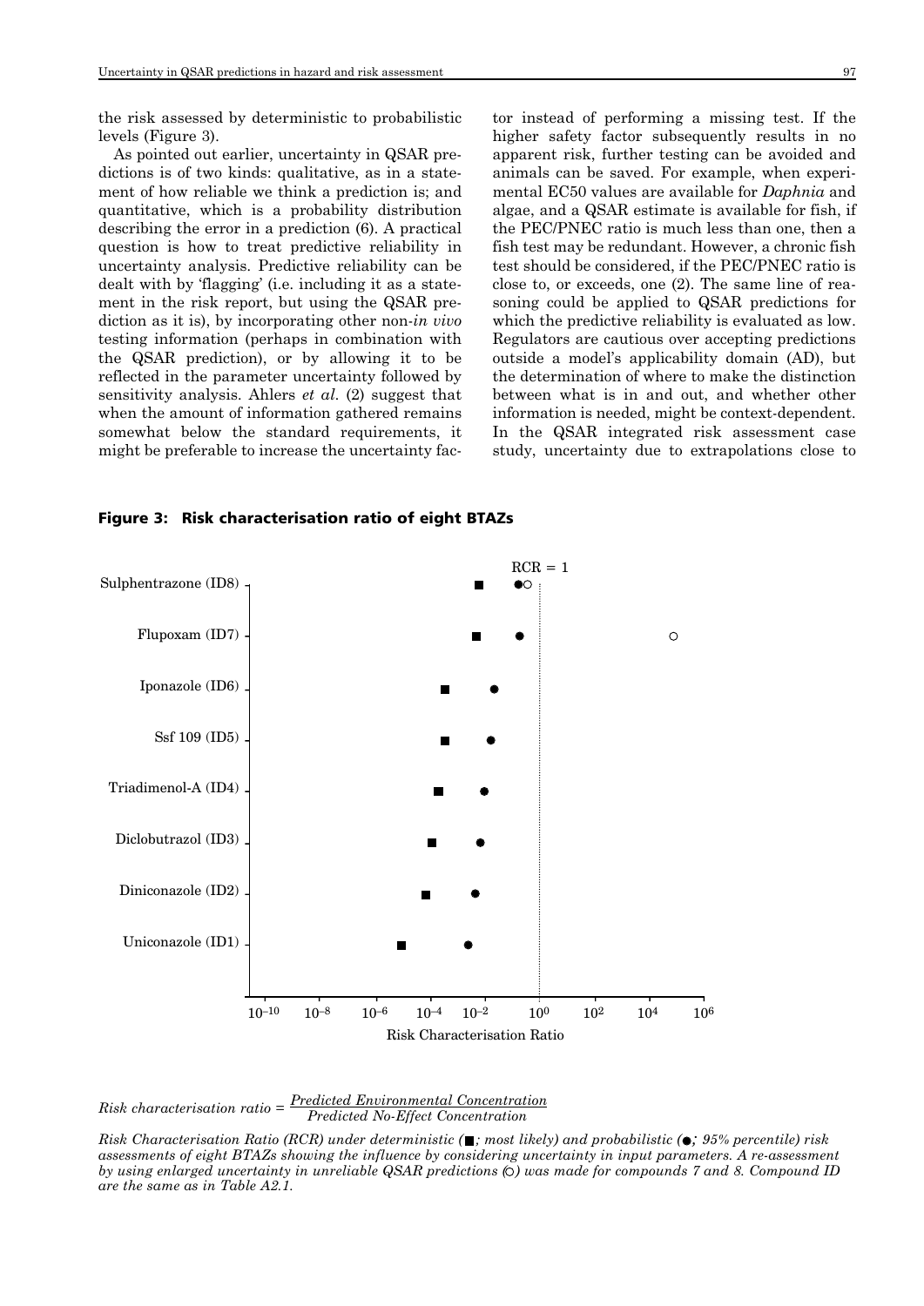the risk assessed by deterministic to probabilistic levels (Figure 3).

As pointed out earlier, uncertainty in QSAR predictions is of two kinds: qualitative, as in a statement of how reliable we think a prediction is; and quantitative, which is a probability distribution describing the error in a prediction (6). A practical question is how to treat predictive reliability in uncertainty analysis. Predictive reliability can be dealt with by 'flagging' (i.e. including it as a statement in the risk report, but using the QSAR prediction as it is), by incorporating other non-*in vivo* testing information (perhaps in combination with the QSAR prediction), or by allowing it to be reflected in the parameter uncertainty followed by sensitivity analysis. Ahlers *et al*. (2) suggest that when the amount of information gathered remains somewhat below the standard requirements, it might be preferable to increase the uncertainty factor instead of performing a missing test. If the higher safety factor subsequently results in no apparent risk, further testing can be avoided and animals can be saved. For example, when experimental EC50 values are available for *Daphnia* and algae, and a QSAR estimate is available for fish, if the PEC/PNEC ratio is much less than one, then a fish test may be redundant. However, a chronic fish test should be considered, if the PEC/PNEC ratio is close to, or exceeds, one (2). The same line of reasoning could be applied to QSAR predictions for which the predictive reliability is evaluated as low. Regulators are cautious over accepting predictions outside a model's applicability domain (AD), but the determination of where to make the distinction between what is in and out, and whether other information is needed, might be context-dependent. In the QSAR integrated risk assessment case study, uncertainty due to extrapolations close to

**Figure 3: Risk characterisation ratio of eight BTAZs**

RCR = 1

Sulphentrazone (ID8)
Flupoxam (ID7)
Iponazole (ID6)
Ssf 109 (ID5)
Triadimenol-A (ID4)
Diclobutrazol (ID3)
Diniconazole (ID2)
Uniconazole (ID1)

$10^{-10}$ $10^{-8}$ $10^{-6}$ $10^{-4}$ $10^{-2}$ $10^{0}$ $10^{2}$ $10^{4}$ $10^{6}$

Risk Characterisation Ratio

$$\textit{Risk characterisation ratio} = \frac{\textit{Predicted Environmental Concentration}}{\textit{Predicted No-Effect Concentration}}$$

*Risk Characterisation Ratio (RCR) under deterministic (■; most likely) and probabilistic (●; 95% percentile) risk assessments of eight BTAZs showing the influence by considering uncertainty in input parameters. A re-assessment by using enlarged uncertainty in unreliable QSAR predictions (○) was made for compounds 7 and 8. Compound ID are the same as in Table A2.1.*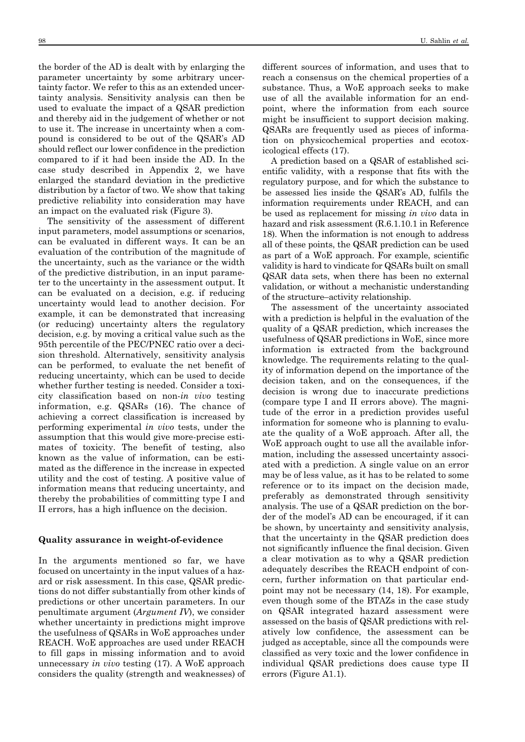the border of the AD is dealt with by enlarging the parameter uncertainty by some arbitrary uncertainty factor. We refer to this as an extended uncertainty analysis. Sensitivity analysis can then be used to evaluate the impact of a QSAR prediction and thereby aid in the judgement of whether or not to use it. The increase in uncertainty when a compound is considered to be out of the QSAR's AD should reflect our lower confidence in the prediction compared to if it had been inside the AD. In the case study described in Appendix 2, we have enlarged the standard deviation in the predictive distribution by a factor of two. We show that taking predictive reliability into consideration may have an impact on the evaluated risk (Figure 3).

The sensitivity of the assessment of different input parameters, model assumptions or scenarios, can be evaluated in different ways. It can be an evaluation of the contribution of the magnitude of the uncertainty, such as the variance or the width of the predictive distribution, in an input parameter to the uncertainty in the assessment output. It can be evaluated on a decision, e.g. if reducing uncertainty would lead to another decision. For example, it can be demonstrated that increasing (or reducing) uncertainty alters the regulatory decision, e.g. by moving a critical value such as the 95th percentile of the PEC/PNEC ratio over a decision threshold. Alternatively, sensitivity analysis can be performed, to evaluate the net benefit of reducing uncertainty, which can be used to decide whether further testing is needed. Consider a toxicity classification based on non-*in vivo* testing information, e.g. QSARs (16). The chance of achieving a correct classification is increased by performing experimental *in vivo* tests, under the assumption that this would give more-precise estimates of toxicity. The benefit of testing, also known as the value of information, can be estimated as the difference in the increase in expected utility and the cost of testing. A positive value of information means that reducing uncertainty, and thereby the probabilities of committing type I and II errors, has a high influence on the decision.

### Quality assurance in weight-of-evidence

In the arguments mentioned so far, we have focused on uncertainty in the input values of a hazard or risk assessment. In this case, QSAR predictions do not differ substantially from other kinds of predictions or other uncertain parameters. In our penultimate argument (*Argument IV*), we consider whether uncertainty in predictions might improve the usefulness of QSARs in WoE approaches under REACH. WoE approaches are used under REACH to fill gaps in missing information and to avoid unnecessary *in vivo* testing (17). A WoE approach considers the quality (strength and weaknesses) of different sources of information, and uses that to reach a consensus on the chemical properties of a substance. Thus, a WoE approach seeks to make use of all the available information for an endpoint, where the information from each source might be insufficient to support decision making. QSARs are frequently used as pieces of information on physicochemical properties and ecotoxicological effects (17).

A prediction based on a QSAR of established scientific validity, with a response that fits with the regulatory purpose, and for which the substance to be assessed lies inside the QSAR's AD, fulfils the information requirements under REACH, and can be used as replacement for missing *in vivo* data in hazard and risk assessment (R.6.1.10.1 in Reference 18). When the information is not enough to address all of these points, the QSAR prediction can be used as part of a WoE approach. For example, scientific validity is hard to vindicate for QSARs built on small QSAR data sets, when there has been no external validation, or without a mechanistic understanding of the structure–activity relationship.

The assessment of the uncertainty associated with a prediction is helpful in the evaluation of the quality of a QSAR prediction, which increases the usefulness of QSAR predictions in WoE, since more information is extracted from the background knowledge. The requirements relating to the quality of information depend on the importance of the decision taken, and on the consequences, if the decision is wrong due to inaccurate predictions (compare type I and II errors above). The magnitude of the error in a prediction provides useful information for someone who is planning to evaluate the quality of a WoE approach. After all, the WoE approach ought to use all the available information, including the assessed uncertainty associated with a prediction. A single value on an error may be of less value, as it has to be related to some reference or to its impact on the decision made, preferably as demonstrated through sensitivity analysis. The use of a QSAR prediction on the border of the model's AD can be encouraged, if it can be shown, by uncertainty and sensitivity analysis, that the uncertainty in the QSAR prediction does not significantly influence the final decision. Given a clear motivation as to why a QSAR prediction adequately describes the REACH endpoint of concern, further information on that particular endpoint may not be necessary (14, 18). For example, even though some of the BTAZs in the case study on QSAR integrated hazard assessment were assessed on the basis of QSAR predictions with relatively low confidence, the assessment can be judged as acceptable, since all the compounds were classified as very toxic and the lower confidence in individual QSAR predictions does cause type II errors (Figure A1.1).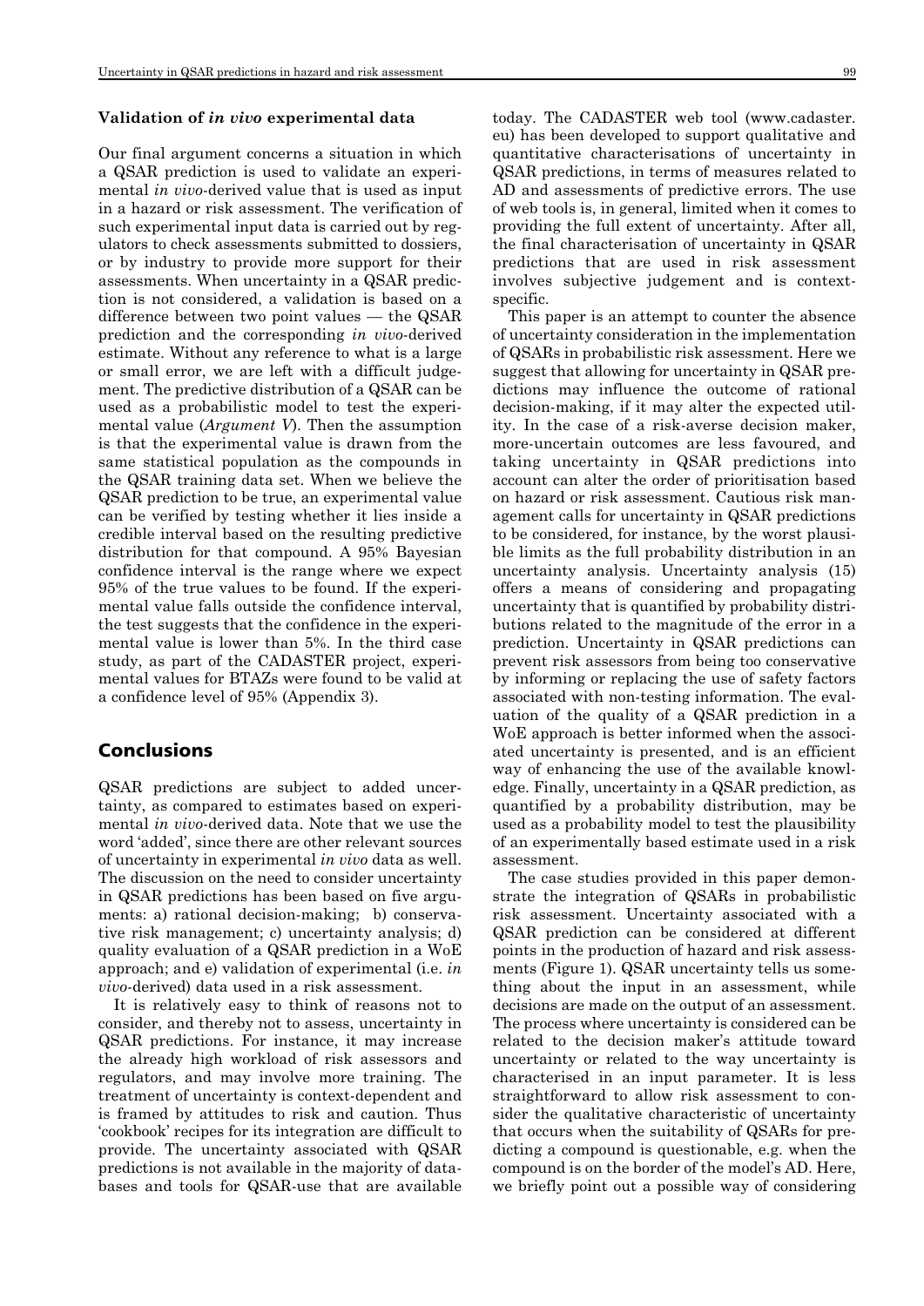### Validation of *in vivo* experimental data

Our final argument concerns a situation in which a QSAR prediction is used to validate an experimental *in vivo*-derived value that is used as input in a hazard or risk assessment. The verification of such experimental input data is carried out by regulators to check assessments submitted to dossiers, or by industry to provide more support for their assessments. When uncertainty in a QSAR prediction is not considered, a validation is based on a difference between two point values — the QSAR prediction and the corresponding *in vivo*-derived estimate. Without any reference to what is a large or small error, we are left with a difficult judgement. The predictive distribution of a QSAR can be used as a probabilistic model to test the experimental value (*Argument V*). Then the assumption is that the experimental value is drawn from the same statistical population as the compounds in the QSAR training data set. When we believe the QSAR prediction to be true, an experimental value can be verified by testing whether it lies inside a credible interval based on the resulting predictive distribution for that compound. A 95% Bayesian confidence interval is the range where we expect 95% of the true values to be found. If the experimental value falls outside the confidence interval, the test suggests that the confidence in the experimental value is lower than 5%. In the third case study, as part of the CADASTER project, experimental values for BTAZs were found to be valid at a confidence level of 95% (Appendix 3).

## Conclusions

QSAR predictions are subject to added uncertainty, as compared to estimates based on experimental *in vivo*-derived data. Note that we use the word 'added', since there are other relevant sources of uncertainty in experimental *in vivo* data as well. The discussion on the need to consider uncertainty in QSAR predictions has been based on five arguments: a) rational decision-making; b) conservative risk management; c) uncertainty analysis; d) quality evaluation of a QSAR prediction in a WoE approach; and e) validation of experimental (i.e. *in vivo*-derived) data used in a risk assessment.

It is relatively easy to think of reasons not to consider, and thereby not to assess, uncertainty in QSAR predictions. For instance, it may increase the already high workload of risk assessors and regulators, and may involve more training. The treatment of uncertainty is context-dependent and is framed by attitudes to risk and caution. Thus 'cookbook' recipes for its integration are difficult to provide. The uncertainty associated with QSAR predictions is not available in the majority of databases and tools for QSAR-use that are available today. The CADASTER web tool (www.cadaster.eu) has been developed to support qualitative and quantitative characterisations of uncertainty in QSAR predictions, in terms of measures related to AD and assessments of predictive errors. The use of web tools is, in general, limited when it comes to providing the full extent of uncertainty. After all, the final characterisation of uncertainty in QSAR predictions that are used in risk assessment involves subjective judgement and is context-specific.

This paper is an attempt to counter the absence of uncertainty consideration in the implementation of QSARs in probabilistic risk assessment. Here we suggest that allowing for uncertainty in QSAR predictions may influence the outcome of rational decision-making, if it may alter the expected utility. In the case of a risk-averse decision maker, more-uncertain outcomes are less favoured, and taking uncertainty in QSAR predictions into account can alter the order of prioritisation based on hazard or risk assessment. Cautious risk management calls for uncertainty in QSAR predictions to be considered, for instance, by the worst plausible limits as the full probability distribution in an uncertainty analysis. Uncertainty analysis (15) offers a means of considering and propagating uncertainty that is quantified by probability distributions related to the magnitude of the error in a prediction. Uncertainty in QSAR predictions can prevent risk assessors from being too conservative by informing or replacing the use of safety factors associated with non-testing information. The evaluation of the quality of a QSAR prediction in a WoE approach is better informed when the associated uncertainty is presented, and is an efficient way of enhancing the use of the available knowledge. Finally, uncertainty in a QSAR prediction, as quantified by a probability distribution, may be used as a probability model to test the plausibility of an experimentally based estimate used in a risk assessment.

The case studies provided in this paper demonstrate the integration of QSARs in probabilistic risk assessment. Uncertainty associated with a QSAR prediction can be considered at different points in the production of hazard and risk assessments (Figure 1). QSAR uncertainty tells us something about the input in an assessment, while decisions are made on the output of an assessment. The process where uncertainty is considered can be related to the decision maker's attitude toward uncertainty or related to the way uncertainty is characterised in an input parameter. It is less straightforward to allow risk assessment to consider the qualitative characteristic of uncertainty that occurs when the suitability of QSARs for predicting a compound is questionable, e.g. when the compound is on the border of the model's AD. Here, we briefly point out a possible way of considering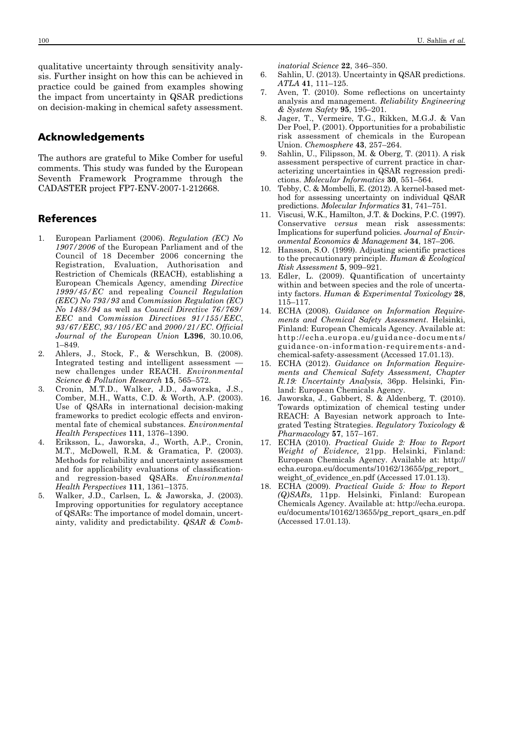qualitative uncertainty through sensitivity analysis. Further insight on how this can be achieved in practice could be gained from examples showing the impact from uncertainty in QSAR predictions on decision-making in chemical safety assessment.

## Acknowledgements

The authors are grateful to Mike Comber for useful comments. This study was funded by the European Seventh Framework Programme through the CADASTER project FP7-ENV-2007-1-212668.

## References

1. European Parliament (2006). *Regulation (EC) No 1907/2006* of the European Parliament and of the Council of 18 December 2006 concerning the Registration, Evaluation, Authorisation and Restriction of Chemicals (REACH), establishing a European Chemicals Agency, amending *Directive 1999/45/EC* and repealing *Council Regulation (EEC) No 793/93* and *Commission Regulation (EC) No 1488/94* as well as *Council Directive 76/769/EEC* and *Commission Directives 91/155/EEC*, *93/67/EEC*, *93/105/EC* and *2000/21/EC*. *Official Journal of the European Union* **L396**, 30.10.06, 1–849.
2. Ahlers, J., Stock, F., & Werschkun, B. (2008). Integrated testing and intelligent assessment — new challenges under REACH. *Environmental Science & Pollution Research* **15**, 565–572.
3. Cronin, M.T.D., Walker, J.D., Jaworska, J.S., Comber, M.H., Watts, C.D. & Worth, A.P. (2003). Use of QSARs in international decision-making frameworks to predict ecologic effects and environmental fate of chemical substances. *Environmental Health Perspectives* **111**, 1376–1390.
4. Eriksson, L., Jaworska, J., Worth, A.P., Cronin, M.T., McDowell, R.M. & Gramatica, P. (2003). Methods for reliability and uncertainty assessment and for applicability evaluations of classification- and regression-based QSARs. *Environmental Health Perspectives* **111**, 1361–1375.
5. Walker, J.D., Carlsen, L. & Jaworska, J. (2003). Improving opportunities for regulatory acceptance of QSARs: The importance of model domain, uncertainty, validity and predictability. *QSAR & Combinatorial Science* **22**, 346–350.
6. Sahlin, U. (2013). Uncertainty in QSAR predictions. *ATLA* **41**, 111–125.
7. Aven, T. (2010). Some reflections on uncertainty analysis and management. *Reliability Engineering & System Safety* **95**, 195–201.
8. Jager, T., Vermeire, T.G., Rikken, M.G.J. & Van Der Poel, P. (2001). Opportunities for a probabilistic risk assessment of chemicals in the European Union. *Chemosphere* **43**, 257–264.
9. Sahlin, U., Filipsson, M. & Oberg, T. (2011). A risk assessment perspective of current practice in characterizing uncertainties in QSAR regression predictions. *Molecular Informatics* **30**, 551–564.
10. Tebby, C. & Mombelli, E. (2012). A kernel-based method for assessing uncertainty on individual QSAR predictions. *Molecular Informatics* **31**, 741–751.
11. Viscusi, W.K., Hamilton, J.T. & Dockins, P.C. (1997). Conservative *versus* mean risk assessments: Implications for superfund policies. *Journal of Environmental Economics & Management* **34**, 187–206.
12. Hansson, S.O. (1999). Adjusting scientific practices to the precautionary principle. *Human & Ecological Risk Assessment* **5**, 909–921.
13. Edler, L. (2009). Quantification of uncertainty within and between species and the role of uncertainty factors. *Human & Experimental Toxicology* **28**, 115–117.
14. ECHA (2008). *Guidance on Information Requirements and Chemical Safety Assessment*. Helsinki, Finland: European Chemicals Agency. Available at: http://echa.europa.eu/guidance-documents/guidance-on-information-requirements-and-chemical-safety-assessment (Accessed 17.01.13).
15. ECHA (2012). *Guidance on Information Requirements and Chemical Safety Assessment, Chapter R.19: Uncertainty Analysis*, 36pp. Helsinki, Finland: European Chemicals Agency.
16. Jaworska, J., Gabbert, S. & Aldenberg, T. (2010). Towards optimization of chemical testing under REACH: A Bayesian network approach to Integrated Testing Strategies. *Regulatory Toxicology & Pharmacology* **57**, 157–167.
17. ECHA (2010). *Practical Guide 2: How to Report Weight of Evidence,* 21pp. Helsinki, Finland: European Chemicals Agency. Available at: http://echa.europa.eu/documents/10162/13655/pg_report_weight_of_evidence_en.pdf (Accessed 17.01.13).
18. ECHA (2009). *Practical Guide 5: How to Report (Q)SARs,* 11pp. Helsinki, Finland: European Chemicals Agency. Available at: http://echa.europa.eu/documents/10162/13655/pg_report_qsars_en.pdf (Accessed 17.01.13).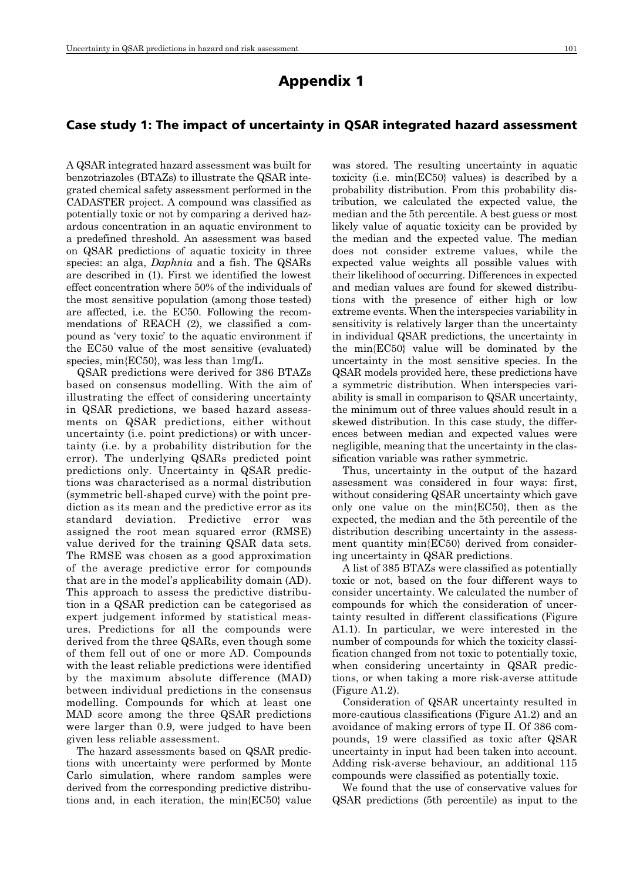# Appendix 1

## Case study 1: The impact of uncertainty in QSAR integrated hazard assessment

A QSAR integrated hazard assessment was built for benzotriazoles (BTAZs) to illustrate the QSAR integrated chemical safety assessment performed in the CADASTER project. A compound was classified as potentially toxic or not by comparing a derived hazardous concentration in an aquatic environment to a predefined threshold. An assessment was based on QSAR predictions of aquatic toxicity in three species: an alga, *Daphnia* and a fish. The QSARs are described in (1). First we identified the lowest effect concentration where 50% of the individuals of the most sensitive population (among those tested) are affected, i.e. the EC50. Following the recommendations of REACH (2), we classified a compound as 'very toxic' to the aquatic environment if the EC50 value of the most sensitive (evaluated) species, min{EC50}, was less than 1mg/L.

QSAR predictions were derived for 386 BTAZs based on consensus modelling. With the aim of illustrating the effect of considering uncertainty in QSAR predictions, we based hazard assessments on QSAR predictions, either without uncertainty (i.e. point predictions) or with uncertainty (i.e. by a probability distribution for the error). The underlying QSARs predicted point predictions only. Uncertainty in QSAR predictions was characterised as a normal distribution (symmetric bell-shaped curve) with the point prediction as its mean and the predictive error as its standard deviation. Predictive error was assigned the root mean squared error (RMSE) value derived for the training QSAR data sets. The RMSE was chosen as a good approximation of the average predictive error for compounds that are in the model's applicability domain (AD). This approach to assess the predictive distribution in a QSAR prediction can be categorised as expert judgement informed by statistical measures. Predictions for all the compounds were derived from the three QSARs, even though some of them fell out of one or more AD. Compounds with the least reliable predictions were identified by the maximum absolute difference (MAD) between individual predictions in the consensus modelling. Compounds for which at least one MAD score among the three QSAR predictions were larger than 0.9, were judged to have been given less reliable assessment.

The hazard assessments based on QSAR predictions with uncertainty were performed by Monte Carlo simulation, where random samples were derived from the corresponding predictive distributions and, in each iteration, the min{EC50} value was stored. The resulting uncertainty in aquatic toxicity (i.e. min{EC50} values) is described by a probability distribution. From this probability distribution, we calculated the expected value, the median and the 5th percentile. A best guess or most likely value of aquatic toxicity can be provided by the median and the expected value. The median does not consider extreme values, while the expected value weights all possible values with their likelihood of occurring. Differences in expected and median values are found for skewed distributions with the presence of either high or low extreme events. When the interspecies variability in sensitivity is relatively larger than the uncertainty in individual QSAR predictions, the uncertainty in the min{EC50} value will be dominated by the uncertainty in the most sensitive species. In the QSAR models provided here, these predictions have a symmetric distribution. When interspecies variability is small in comparison to QSAR uncertainty, the minimum out of three values should result in a skewed distribution. In this case study, the differences between median and expected values were negligible, meaning that the uncertainty in the classification variable was rather symmetric.

Thus, uncertainty in the output of the hazard assessment was considered in four ways: first, without considering QSAR uncertainty which gave only one value on the min{EC50}, then as the expected, the median and the 5th percentile of the distribution describing uncertainty in the assessment quantity min{EC50} derived from considering uncertainty in QSAR predictions.

A list of 385 BTAZs were classified as potentially toxic or not, based on the four different ways to consider uncertainty. We calculated the number of compounds for which the consideration of uncertainty resulted in different classifications (Figure A1.1). In particular, we were interested in the number of compounds for which the toxicity classification changed from not toxic to potentially toxic, when considering uncertainty in QSAR predictions, or when taking a more risk-averse attitude (Figure A1.2).

Consideration of QSAR uncertainty resulted in more-cautious classifications (Figure A1.2) and an avoidance of making errors of type II. Of 386 compounds, 19 were classified as toxic after QSAR uncertainty in input had been taken into account. Adding risk-averse behaviour, an additional 115 compounds were classified as potentially toxic.

We found that the use of conservative values for QSAR predictions (5th percentile) as input to the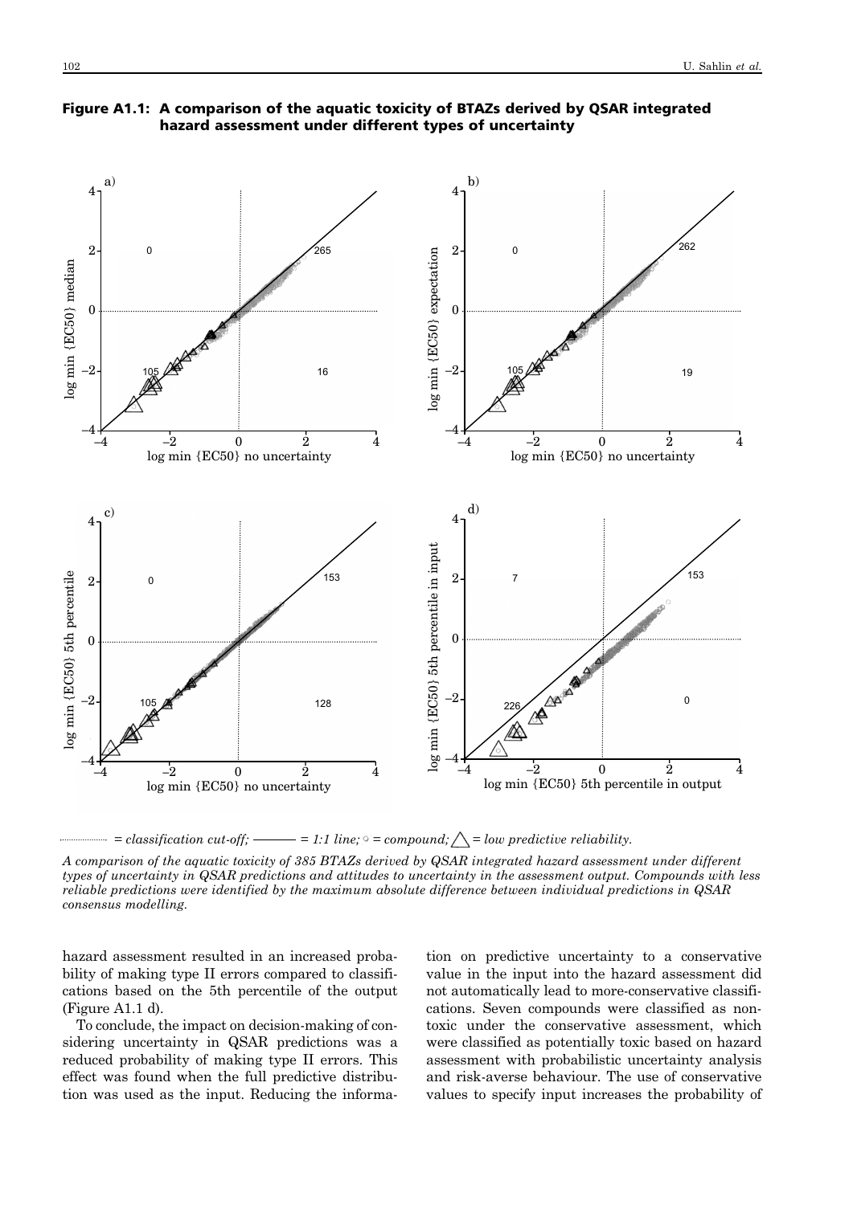**Figure A1.1: A comparison of the aquatic toxicity of BTAZs derived by QSAR integrated hazard assessment under different types of uncertainty**

a)
log min {EC50} median
log min {EC50} no uncertainty
0
265
105
16

b)
log min {EC50} expectation
log min {EC50} no uncertainty
0
262
105
19

c)
log min {EC50} 5th percentile
log min {EC50} no uncertainty
0
153
105
128

d)
log min {EC50} 5th percentile in input
log min {EC50} 5th percentile in output
7
153
226
0

*······ = classification cut-off; ——— = 1:1 line; ◦ = compound; △ = low predictive reliability.*

*A comparison of the aquatic toxicity of 385 BTAZs derived by QSAR integrated hazard assessment under different types of uncertainty in QSAR predictions and attitudes to uncertainty in the assessment output. Compounds with less reliable predictions were identified by the maximum absolute difference between individual predictions in QSAR consensus modelling.*

hazard assessment resulted in an increased probability of making type II errors compared to classifications based on the 5th percentile of the output (Figure A1.1 d).

To conclude, the impact on decision-making of considering uncertainty in QSAR predictions was a reduced probability of making type II errors. This effect was found when the full predictive distribution was used as the input. Reducing the information on predictive uncertainty to a conservative value in the input into the hazard assessment did not automatically lead to more-conservative classifications. Seven compounds were classified as non-toxic under the conservative assessment, which were classified as potentially toxic based on hazard assessment with probabilistic uncertainty analysis and risk-averse behaviour. The use of conservative values to specify input increases the probability of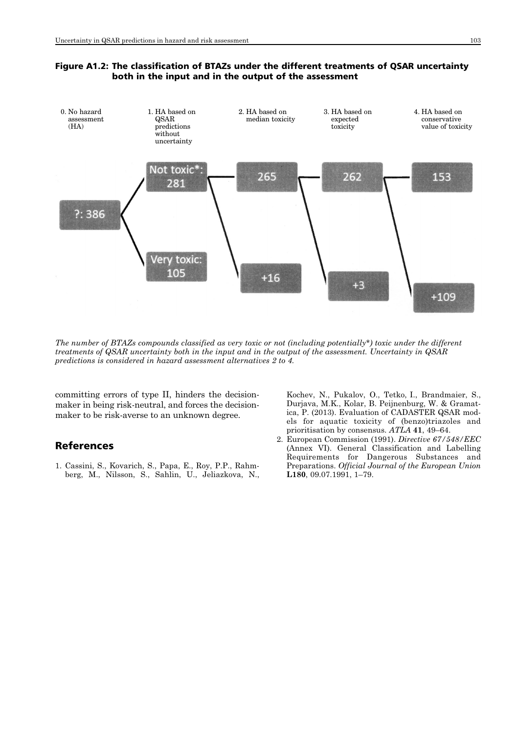**Figure A1.2: The classification of BTAZs under the different treatments of QSAR uncertainty both in the input and in the output of the assessment**

0. No hazard assessment (HA)

1. HA based on QSAR predictions without uncertainty

2. HA based on median toxicity

3. HA based on expected toxicity

4. HA based on conservative value of toxicity

?: 386

Not toxic*: 281

Very toxic: 105

265

+16

262

+3

153

+109

*The number of BTAZs compounds classified as very toxic or not (including potentially*) toxic under the different treatments of QSAR uncertainty both in the input and in the output of the assessment. Uncertainty in QSAR predictions is considered in hazard assessment alternatives 2 to 4.*

committing errors of type II, hinders the decision-maker in being risk-neutral, and forces the decision-maker to be risk-averse to an unknown degree.

## References

1. Cassini, S., Kovarich, S., Papa, E., Roy, P.P., Rahmberg, M., Nilsson, S., Sahlin, U., Jeliazkova, N., Kochev, N., Pukalov, O., Tetko, I., Brandmaier, S., Durjava, M.K., Kolar, B. Peijnenburg, W. & Gramatica, P. (2013). Evaluation of CADASTER QSAR models for aquatic toxicity of (benzo)triazoles and prioritisation by consensus. *ATLA* **41**, 49–64.
2. European Commission (1991). *Directive 67/548/EEC* (Annex VI). General Classification and Labelling Requirements for Dangerous Substances and Preparations. *Official Journal of the European Union* **L180**, 09.07.1991, 1–79.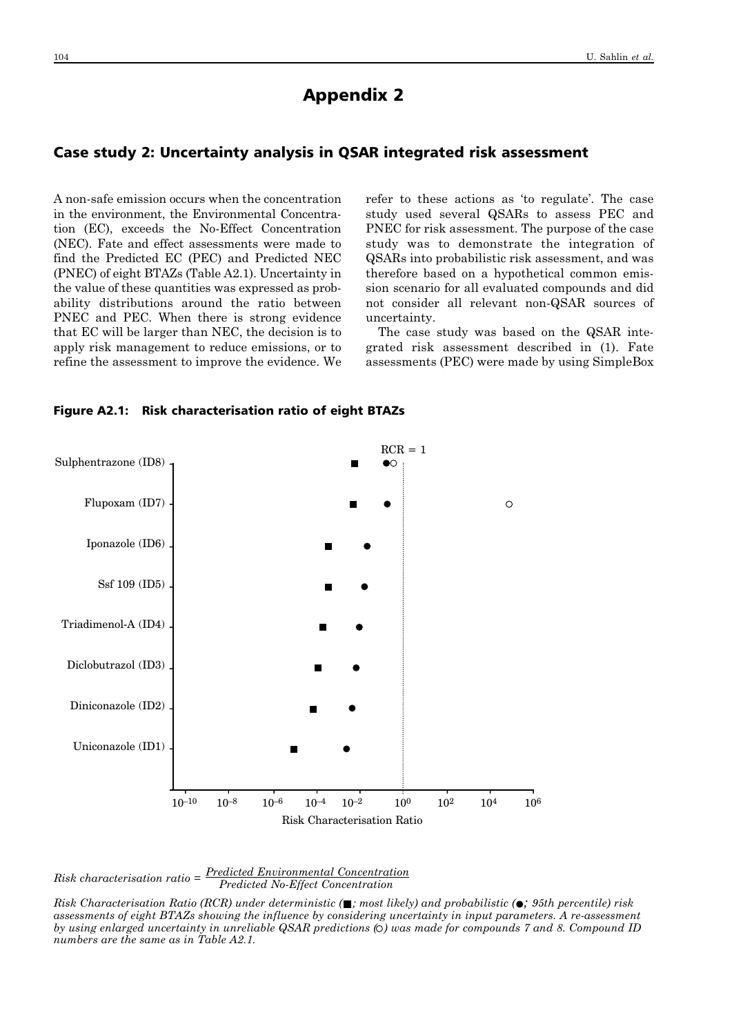# Appendix 2

## Case study 2: Uncertainty analysis in QSAR integrated risk assessment

A non-safe emission occurs when the concentration in the environment, the Environmental Concentration (EC), exceeds the No-Effect Concentration (NEC). Fate and effect assessments were made to find the Predicted EC (PEC) and Predicted NEC (PNEC) of eight BTAZs (Table A2.1). Uncertainty in the value of these quantities was expressed as probability distributions around the ratio between PNEC and PEC. When there is strong evidence that EC will be larger than NEC, the decision is to apply risk management to reduce emissions, or to refine the assessment to improve the evidence. We refer to these actions as 'to regulate'. The case study used several QSARs to assess PEC and PNEC for risk assessment. The purpose of the case study was to demonstrate the integration of QSARs into probabilistic risk assessment, and was therefore based on a hypothetical common emission scenario for all evaluated compounds and did not consider all relevant non-QSAR sources of uncertainty.

The case study was based on the QSAR integrated risk assessment described in (1). Fate assessments (PEC) were made by using SimpleBox

**Figure A2.1: Risk characterisation ratio of eight BTAZs**

RCR = 1

Sulphentrazone (ID8)
Flupoxam (ID7)
Iponazole (ID6)
Ssf 109 (ID5)
Triadimenol-A (ID4)
Diclobutrazol (ID3)
Diniconazole (ID2)
Uniconazole (ID1)

$10^{-10}$ $10^{-8}$ $10^{-6}$ $10^{-4}$ $10^{-2}$ $10^{0}$ $10^{2}$ $10^{4}$ $10^{6}$

Risk Characterisation Ratio

$$\textit{Risk characterisation ratio} = \frac{\textit{Predicted Environmental Concentration}}{\textit{Predicted No-Effect Concentration}}$$

*Risk Characterisation Ratio (RCR) under deterministic (■; most likely) and probabilistic (●; 95th percentile) risk assessments of eight BTAZs showing the influence by considering uncertainty in input parameters. A re-assessment by using enlarged uncertainty in unreliable QSAR predictions (○) was made for compounds 7 and 8. Compound ID numbers are the same as in Table A2.1.*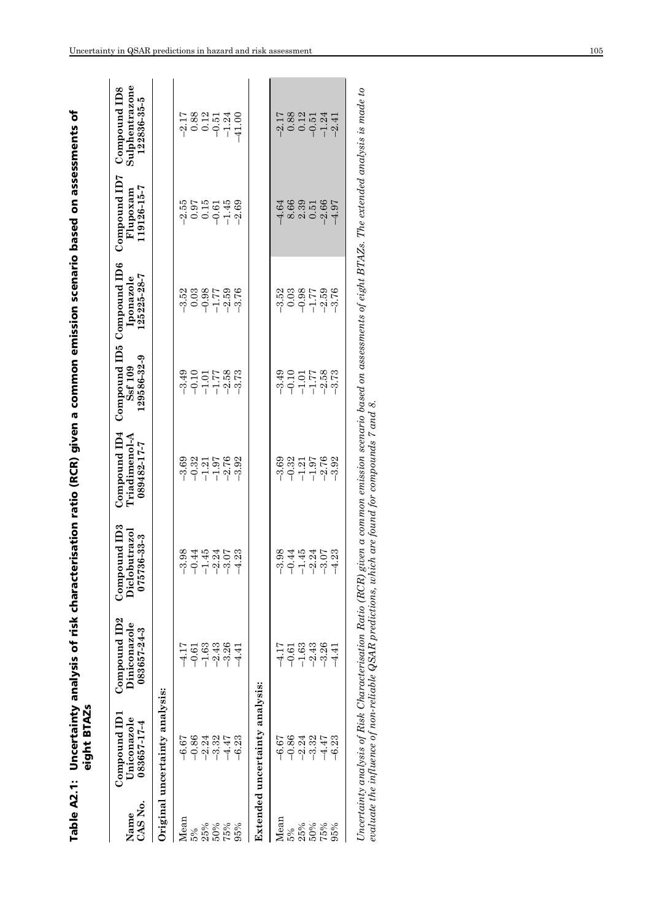**Table A2.1: Uncertainty analysis of risk characterisation ratio (RCR) given a common emission scenario based on assessments of eight BTAZs**

| Name<br>CAS No. | Compound ID1<br>Uniconazole<br>083657-17-4 | Compound ID2<br>Diniconazole<br>083657-24-3 | Compound ID3<br>Diclobutrazol<br>075736-33-3 | Compound ID4<br>Triadimenol-A<br>089482-17-7 | Compound ID5<br>Ssf 109<br>129586-32-9 | Compound ID6<br>Iponazole<br>125225-28-7 | Compound ID7<br>Flupoxam<br>119126-15-7 | Compound ID8<br>Sulphentrazone<br>122836-35-5 |
|---|---|---|---|---|---|---|---|---|
| **Original uncertainty analysis:** | | | | | | | | |
| Mean | −6.67 | −4.17 | −3.98 | −3.69 | −3.49 | −3.52 | −2.55 | −2.17 |
| 5% | −0.86 | −0.61 | −0.44 | −0.32 | −0.10 | 0.03 | 0.97 | 0.88 |
| 25% | −2.24 | −1.63 | −1.45 | −1.21 | −1.01 | −0.98 | 0.15 | 0.12 |
| 50% | −3.32 | −2.43 | −2.24 | −1.97 | −1.77 | −1.77 | −0.61 | −0.51 |
| 75% | −4.47 | −3.26 | −3.07 | −2.76 | −2.58 | −2.59 | −1.45 | −1.24 |
| 95% | −6.23 | −4.41 | −4.23 | −3.92 | −3.73 | −3.76 | −2.69 | −41.00 |
| **Extended uncertainty analysis:** | | | | | | | | |
| Mean | −6.67 | −4.17 | −3.98 | −3.69 | −3.49 | −3.52 | −4.64 | −2.17 |
| 5% | −0.86 | −0.61 | −0.44 | −0.32 | −0.10 | 0.03 | 8.66 | 0.88 |
| 25% | −2.24 | −1.63 | −1.45 | −1.21 | −1.01 | −0.98 | 2.39 | 0.12 |
| 50% | −3.32 | −2.43 | −2.24 | −1.97 | −1.77 | −1.77 | 0.51 | −0.51 |
| 75% | −4.47 | −3.26 | −3.07 | −2.76 | −2.58 | −2.59 | −2.66 | −1.24 |
| 95% | −6.23 | −4.41 | −4.23 | −3.92 | −3.73 | −3.76 | −4.97 | −2.41 |

*Uncertainty analysis of Risk Characterisation Ratio (RCR) given a common emission scenario based on assessments of eight BTAZs. The extended analysis is made to evaluate the influence of non-reliable QSAR predictions, which are found for compounds 7 and 8.*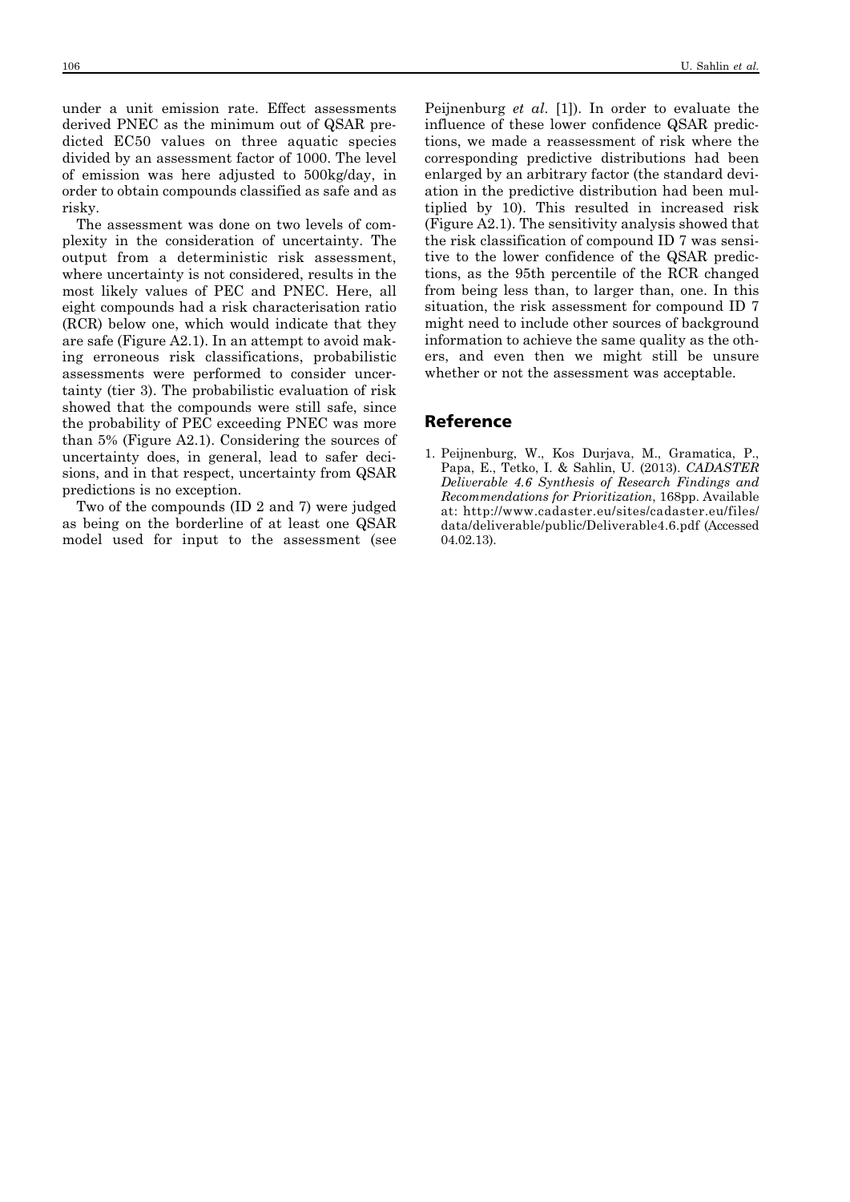under a unit emission rate. Effect assessments derived PNEC as the minimum out of QSAR predicted EC50 values on three aquatic species divided by an assessment factor of 1000. The level of emission was here adjusted to 500kg/day, in order to obtain compounds classified as safe and as risky.

The assessment was done on two levels of complexity in the consideration of uncertainty. The output from a deterministic risk assessment, where uncertainty is not considered, results in the most likely values of PEC and PNEC. Here, all eight compounds had a risk characterisation ratio (RCR) below one, which would indicate that they are safe (Figure A2.1). In an attempt to avoid making erroneous risk classifications, probabilistic assessments were performed to consider uncertainty (tier 3). The probabilistic evaluation of risk showed that the compounds were still safe, since the probability of PEC exceeding PNEC was more than 5% (Figure A2.1). Considering the sources of uncertainty does, in general, lead to safer decisions, and in that respect, uncertainty from QSAR predictions is no exception.

Two of the compounds (ID 2 and 7) were judged as being on the borderline of at least one QSAR model used for input to the assessment (see Peijnenburg *et al*. [1]). In order to evaluate the influence of these lower confidence QSAR predictions, we made a reassessment of risk where the corresponding predictive distributions had been enlarged by an arbitrary factor (the standard deviation in the predictive distribution had been multiplied by 10). This resulted in increased risk (Figure A2.1). The sensitivity analysis showed that the risk classification of compound ID 7 was sensitive to the lower confidence of the QSAR predictions, as the 95th percentile of the RCR changed from being less than, to larger than, one. In this situation, the risk assessment for compound ID 7 might need to include other sources of background information to achieve the same quality as the others, and even then we might still be unsure whether or not the assessment was acceptable.

## Reference

1. Peijnenburg, W., Kos Durjava, M., Gramatica, P., Papa, E., Tetko, I. & Sahlin, U. (2013). *CADASTER Deliverable 4.6 Synthesis of Research Findings and Recommendations for Prioritization*, 168pp. Available at: http://www.cadaster.eu/sites/cadaster.eu/files/data/deliverable/public/Deliverable4.6.pdf (Accessed 04.02.13).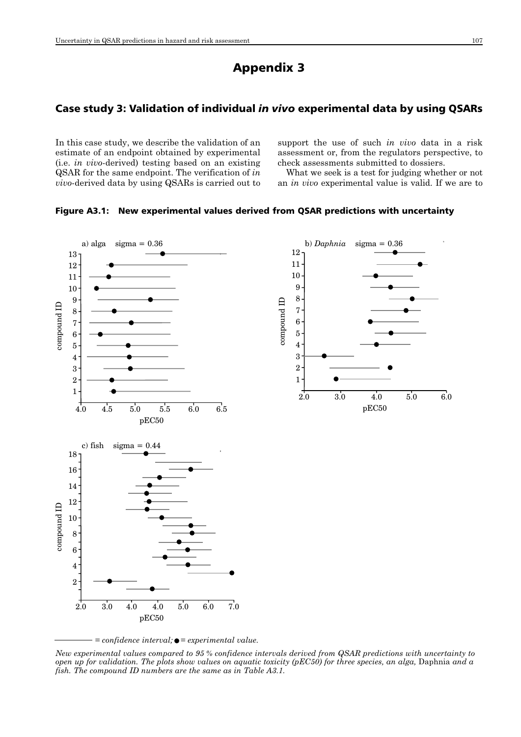# Appendix 3

## Case study 3: Validation of individual *in vivo* experimental data by using QSARs

In this case study, we describe the validation of an estimate of an endpoint obtained by experimental (i.e. *in vivo*-derived) testing based on an existing QSAR for the same endpoint. The verification of *in vivo*-derived data by using QSARs is carried out to support the use of such *in vivo* data in a risk assessment or, from the regulators perspective, to check assessments submitted to dossiers.

What we seek is a test for judging whether or not an *in vivo* experimental value is valid. If we are to

**Figure A3.1: New experimental values derived from QSAR predictions with uncertainty**

——— = *confidence interval;* ● = *experimental value.*

*New experimental values compared to 95 % confidence intervals derived from QSAR predictions with uncertainty to open up for validation. The plots show values on aquatic toxicity (pEC50) for three species, an alga,* Daphnia *and a fish. The compound ID numbers are the same as in Table A3.1.*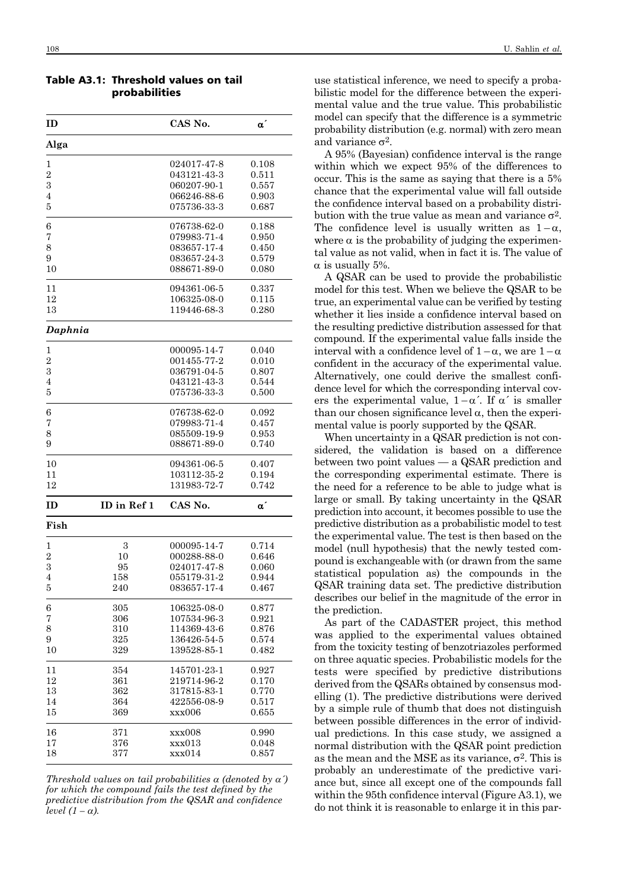**Table A3.1: Threshold values on tail probabilities**

| ID | ID in Ref 1 | CAS No. | α´ |
|---|---|---|---|
| **Alga** | | | |
| 1 | | 024017-47-8 | 0.108 |
| 2 | | 043121-43-3 | 0.511 |
| 3 | | 060207-90-1 | 0.557 |
| 4 | | 066246-88-6 | 0.903 |
| 5 | | 075736-33-3 | 0.687 |
| 6 | | 076738-62-0 | 0.188 |
| 7 | | 079983-71-4 | 0.950 |
| 8 | | 083657-17-4 | 0.450 |
| 9 | | 083657-24-3 | 0.579 |
| 10 | | 088671-89-0 | 0.080 |
| 11 | | 094361-06-5 | 0.337 |
| 12 | | 106325-08-0 | 0.115 |
| 13 | | 119446-68-3 | 0.280 |
| ***Daphnia*** | | | |
| 1 | | 000095-14-7 | 0.040 |
| 2 | | 001455-77-2 | 0.010 |
| 3 | | 036791-04-5 | 0.807 |
| 4 | | 043121-43-3 | 0.544 |
| 5 | | 075736-33-3 | 0.500 |
| 6 | | 076738-62-0 | 0.092 |
| 7 | | 079983-71-4 | 0.457 |
| 8 | | 085509-19-9 | 0.953 |
| 9 | | 088671-89-0 | 0.740 |
| 10 | | 094361-06-5 | 0.407 |
| 11 | | 103112-35-2 | 0.194 |
| 12 | | 131983-72-7 | 0.742 |
| **Fish** | | | |
| 1 | 3 | 000095-14-7 | 0.714 |
| 2 | 10 | 000288-88-0 | 0.646 |
| 3 | 95 | 024017-47-8 | 0.060 |
| 4 | 158 | 055179-31-2 | 0.944 |
| 5 | 240 | 083657-17-4 | 0.467 |
| 6 | 305 | 106325-08-0 | 0.877 |
| 7 | 306 | 107534-96-3 | 0.921 |
| 8 | 310 | 114369-43-6 | 0.876 |
| 9 | 325 | 136426-54-5 | 0.574 |
| 10 | 329 | 139528-85-1 | 0.482 |
| 11 | 354 | 145701-23-1 | 0.927 |
| 12 | 361 | 219714-96-2 | 0.170 |
| 13 | 362 | 317815-83-1 | 0.770 |
| 14 | 364 | 422556-08-9 | 0.517 |
| 15 | 369 | xxx006 | 0.655 |
| 16 | 371 | xxx008 | 0.990 |
| 17 | 376 | xxx013 | 0.048 |
| 18 | 377 | xxx014 | 0.857 |

*Threshold values on tail probabilities α (denoted by α´) for which the compound fails the test defined by the predictive distribution from the QSAR and confidence level (1 – α).*

use statistical inference, we need to specify a probabilistic model for the difference between the experimental value and the true value. This probabilistic model can specify that the difference is a symmetric probability distribution (e.g. normal) with zero mean and variance $\sigma^2$.

A 95% (Bayesian) confidence interval is the range within which we expect 95% of the differences to occur. This is the same as saying that there is a 5% chance that the experimental value will fall outside the confidence interval based on a probability distribution with the true value as mean and variance $\sigma^2$. The confidence level is usually written as $1 - \alpha$, where $\alpha$ is the probability of judging the experimental value as not valid, when in fact it is. The value of $\alpha$ is usually 5%.

A QSAR can be used to provide the probabilistic model for this test. When we believe the QSAR to be true, an experimental value can be verified by testing whether it lies inside a confidence interval based on the resulting predictive distribution assessed for that compound. If the experimental value falls inside the interval with a confidence level of $1 - \alpha$, we are $1 - \alpha$ confident in the accuracy of the experimental value. Alternatively, one could derive the smallest confidence level for which the corresponding interval covers the experimental value, $1 - \alpha'$. If $\alpha'$ is smaller than our chosen significance level $\alpha$, then the experimental value is poorly supported by the QSAR.

When uncertainty in a QSAR prediction is not considered, the validation is based on a difference between two point values — a QSAR prediction and the corresponding experimental estimate. There is the need for a reference to be able to judge what is large or small. By taking uncertainty in the QSAR prediction into account, it becomes possible to use the predictive distribution as a probabilistic model to test the experimental value. The test is then based on the model (null hypothesis) that the newly tested compound is exchangeable with (or drawn from the same statistical population as) the compounds in the QSAR training data set. The predictive distribution describes our belief in the magnitude of the error in the prediction.

As part of the CADASTER project, this method was applied to the experimental values obtained from the toxicity testing of benzotriazoles performed on three aquatic species. Probabilistic models for the tests were specified by predictive distributions derived from the QSARs obtained by consensus modelling (1). The predictive distributions were derived by a simple rule of thumb that does not distinguish between possible differences in the error of individual predictions. In this case study, we assigned a normal distribution with the QSAR point prediction as the mean and the MSE as its variance, $\sigma^2$. This is probably an underestimate of the predictive variance but, since all except one of the compounds fall within the 95th confidence interval (Figure A3.1), we do not think it is reasonable to enlarge it in this par-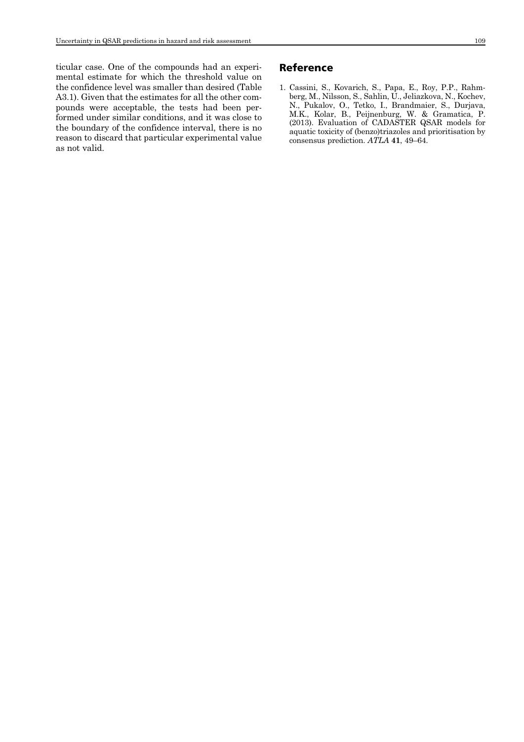ticular case. One of the compounds had an experimental estimate for which the threshold value on the confidence level was smaller than desired (Table A3.1). Given that the estimates for all the other compounds were acceptable, the tests had been performed under similar conditions, and it was close to the boundary of the confidence interval, there is no reason to discard that particular experimental value as not valid.

## Reference

1. Cassini, S., Kovarich, S., Papa, E., Roy, P.P., Rahmberg, M., Nilsson, S., Sahlin, U., Jeliazkova, N., Kochev, N., Pukalov, O., Tetko, I., Brandmaier, S., Durjava, M.K., Kolar, B., Peijnenburg, W. & Gramatica, P. (2013). Evaluation of CADASTER QSAR models for aquatic toxicity of (benzo)triazoles and prioritisation by consensus prediction. *ATLA* **41**, 49–64.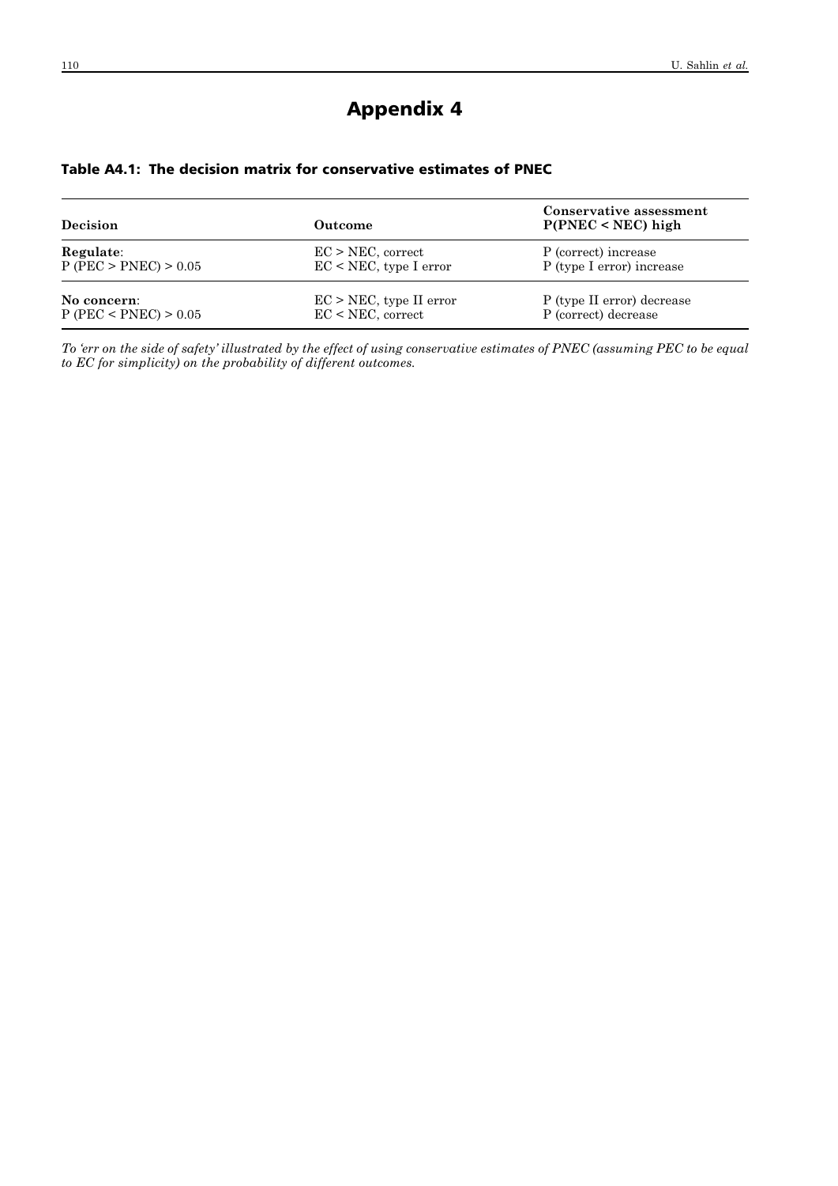# Appendix 4

### Table A4.1: The decision matrix for conservative estimates of PNEC

| Decision | Outcome | Conservative assessment P(PNEC < NEC) high |
|---|---|---|
| **Regulate**: P (PEC > PNEC) > 0.05 | EC > NEC, correct<br>EC < NEC, type I error | P (correct) increase<br>P (type I error) increase |
| **No concern**: P (PEC < PNEC) > 0.05 | EC > NEC, type II error<br>EC < NEC, correct | P (type II error) decrease<br>P (correct) decrease |

*To 'err on the side of safety' illustrated by the effect of using conservative estimates of PNEC (assuming PEC to be equal to EC for simplicity) on the probability of different outcomes.*